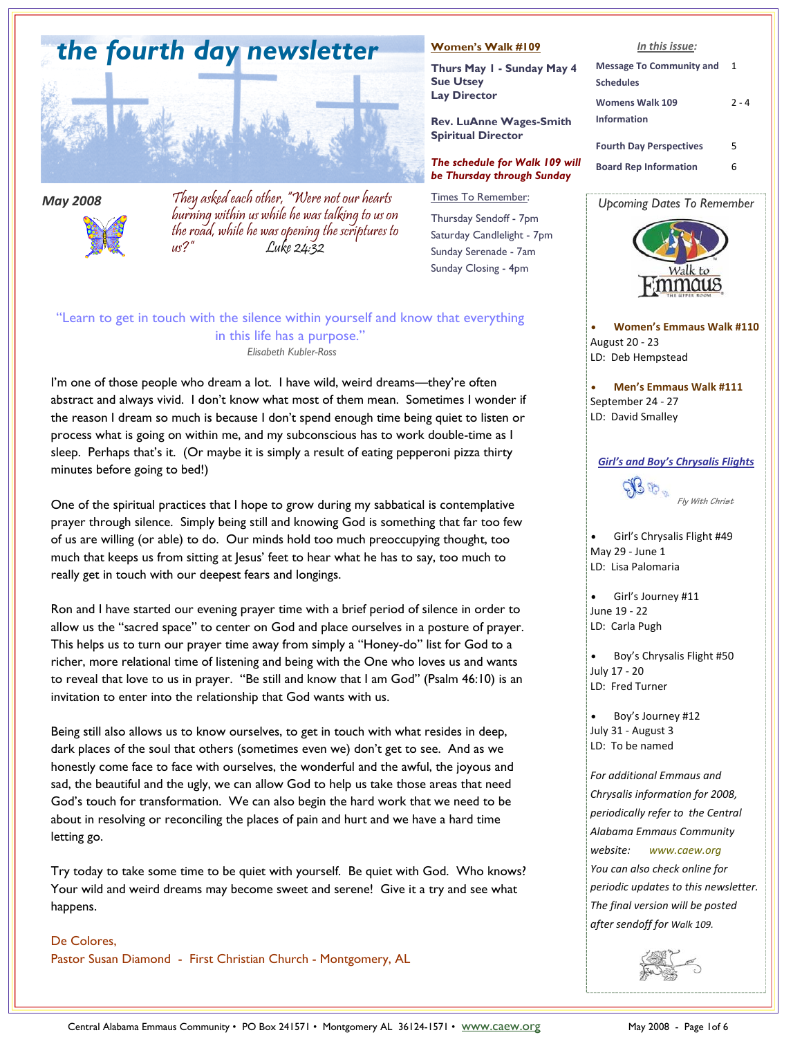# the fourth day newsletter

**May 2008**

*They asked each other, "Were not our hearts burning within us while he was talking to us on the road, while he was opening the scriptures to us?" Luke 24:32*

**Women's Walk #109**

**Thurs May 1 - Sunday May 4**
**Sue Utsey**
**Lay Director**

**Rev. LuAnne Wages-Smith**
**Spiritual Director**

***The schedule for Walk 109 will be Thursday through Sunday***

Times To Remember:

Thursday Sendoff - 7pm
Saturday Candlelight - 7pm
Sunday Serenade - 7am
Sunday Closing - 4pm

*In this issue:*

| | |
|---|---|
| Message To Community and Schedules | 1 |
| Womens Walk 109 Information | 2 - 4 |
| Fourth Day Perspectives | 5 |
| Board Rep Information | 6 |

"Learn to get in touch with the silence within yourself and know that everything in this life has a purpose."
*Elisabeth Kubler-Ross*

I'm one of those people who dream a lot. I have wild, weird dreams—they're often abstract and always vivid. I don't know what most of them mean. Sometimes I wonder if the reason I dream so much is because I don't spend enough time being quiet to listen or process what is going on within me, and my subconscious has to work double-time as I sleep. Perhaps that's it. (Or maybe it is simply a result of eating pepperoni pizza thirty minutes before going to bed!)

One of the spiritual practices that I hope to grow during my sabbatical is contemplative prayer through silence. Simply being still and knowing God is something that far too few of us are willing (or able) to do. Our minds hold too much preoccupying thought, too much that keeps us from sitting at Jesus' feet to hear what he has to say, too much to really get in touch with our deepest fears and longings.

Ron and I have started our evening prayer time with a brief period of silence in order to allow us the "sacred space" to center on God and place ourselves in a posture of prayer. This helps us to turn our prayer time away from simply a "Honey-do" list for God to a richer, more relational time of listening and being with the One who loves us and wants to reveal that love to us in prayer. "Be still and know that I am God" (Psalm 46:10) is an invitation to enter into the relationship that God wants with us.

Being still also allows us to know ourselves, to get in touch with what resides in deep, dark places of the soul that others (sometimes even we) don't get to see. And as we honestly come face to face with ourselves, the wonderful and the awful, the joyous and sad, the beautiful and the ugly, we can allow God to help us take those areas that need God's touch for transformation. We can also begin the hard work that we need to be about in resolving or reconciling the places of pain and hurt and we have a hard time letting go.

Try today to take some time to be quiet with yourself. Be quiet with God. Who knows? Your wild and weird dreams may become sweet and serene! Give it a try and see what happens.

De Colores,
Pastor Susan Diamond - First Christian Church - Montgomery, AL

*Upcoming Dates To Remember*

- **Women's Emmaus Walk #110**
  August 20 - 23
  LD: Deb Hempstead

- **Men's Emmaus Walk #111**
  September 24 - 27
  LD: David Smalley

***Girl's and Boy's Chrysalis Flights***

*Fly With Christ*

- Girl's Chrysalis Flight #49
  May 29 - June 1
  LD: Lisa Palomaria

- Girl's Journey #11
  June 19 - 22
  LD: Carla Pugh

- Boy's Chrysalis Flight #50
  July 17 - 20
  LD: Fred Turner

- Boy's Journey #12
  July 31 - August 3
  LD: To be named

*For additional Emmaus and Chrysalis information for 2008, periodically refer to the Central Alabama Emmaus Community website: www.caew.org*
*You can also check online for periodic updates to this newsletter. The final version will be posted after sendoff for Walk 109.*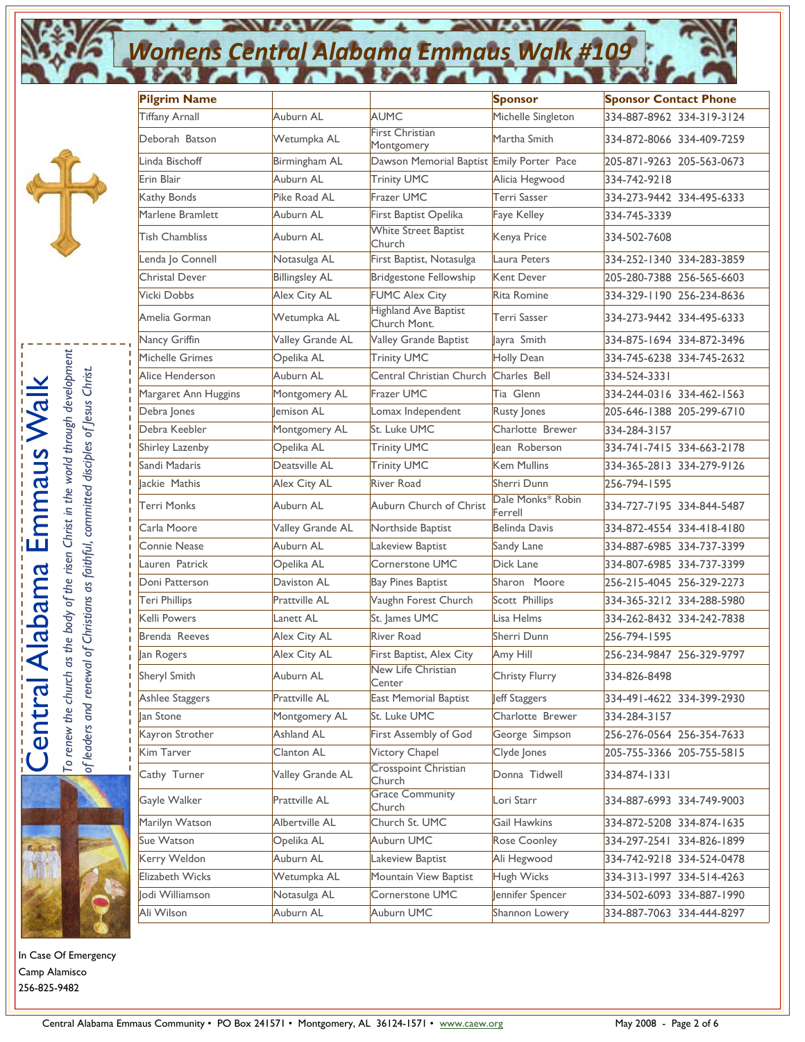# Womens Central Alabama Emmaus Walk #109

| Pilgrim Name | | | Sponsor | Sponsor Contact Phone |
|---|---|---|---|---|
| Tiffany Arnall | Auburn AL | AUMC | Michelle Singleton | 334-887-8962 334-319-3124 |
| Deborah Batson | Wetumpka AL | First Christian Montgomery | Martha Smith | 334-872-8066 334-409-7259 |
| Linda Bischoff | Birmingham AL | Dawson Memorial Baptist | Emily Porter Pace | 205-871-9263 205-563-0673 |
| Erin Blair | Auburn AL | Trinity UMC | Alicia Hegwood | 334-742-9218 |
| Kathy Bonds | Pike Road AL | Frazer UMC | Terri Sasser | 334-273-9442 334-495-6333 |
| Marlene Bramlett | Auburn AL | First Baptist Opelika | Faye Kelley | 334-745-3339 |
| Tish Chambliss | Auburn AL | White Street Baptist Church | Kenya Price | 334-502-7608 |
| Lenda Jo Connell | Notasulga AL | First Baptist, Notasulga | Laura Peters | 334-252-1340 334-283-3859 |
| Christal Dever | Billingsley AL | Bridgestone Fellowship | Kent Dever | 205-280-7388 256-565-6603 |
| Vicki Dobbs | Alex City AL | FUMC Alex City | Rita Romine | 334-329-1190 256-234-8636 |
| Amelia Gorman | Wetumpka AL | Highland Ave Baptist Church Mont. | Terri Sasser | 334-273-9442 334-495-6333 |
| Nancy Griffin | Valley Grande AL | Valley Grande Baptist | Jayra Smith | 334-875-1694 334-872-3496 |
| Michelle Grimes | Opelika AL | Trinity UMC | Holly Dean | 334-745-6238 334-745-2632 |
| Alice Henderson | Auburn AL | Central Christian Church | Charles Bell | 334-524-3331 |
| Margaret Ann Huggins | Montgomery AL | Frazer UMC | Tia Glenn | 334-244-0316 334-462-1563 |
| Debra Jones | Jemison AL | Lomax Independent | Rusty Jones | 205-646-1388 205-299-6710 |
| Debra Keebler | Montgomery AL | St. Luke UMC | Charlotte Brewer | 334-284-3157 |
| Shirley Lazenby | Opelika AL | Trinity UMC | Jean Roberson | 334-741-7415 334-663-2178 |
| Sandi Madaris | Deatsville AL | Trinity UMC | Kem Mullins | 334-365-2813 334-279-9126 |
| Jackie Mathis | Alex City AL | River Road | Sherri Dunn | 256-794-1595 |
| Terri Monks | Auburn AL | Auburn Church of Christ | Dale Monks* Robin Ferrell | 334-727-7195 334-844-5487 |
| Carla Moore | Valley Grande AL | Northside Baptist | Belinda Davis | 334-872-4554 334-418-4180 |
| Connie Nease | Auburn AL | Lakeview Baptist | Sandy Lane | 334-887-6985 334-737-3399 |
| Lauren Patrick | Opelika AL | Cornerstone UMC | Dick Lane | 334-807-6985 334-737-3399 |
| Doni Patterson | Daviston AL | Bay Pines Baptist | Sharon Moore | 256-215-4045 256-329-2273 |
| Teri Phillips | Prattville AL | Vaughn Forest Church | Scott Phillips | 334-365-3212 334-288-5980 |
| Kelli Powers | Lanett AL | St. James UMC | Lisa Helms | 334-262-8432 334-242-7838 |
| Brenda Reeves | Alex City AL | River Road | Sherri Dunn | 256-794-1595 |
| Jan Rogers | Alex City AL | First Baptist, Alex City | Amy Hill | 256-234-9847 256-329-9797 |
| Sheryl Smith | Auburn AL | New Life Christian Center | Christy Flurry | 334-826-8498 |
| Ashlee Staggers | Prattville AL | East Memorial Baptist | Jeff Staggers | 334-491-4622 334-399-2930 |
| Jan Stone | Montgomery AL | St. Luke UMC | Charlotte Brewer | 334-284-3157 |
| Kayron Strother | Ashland AL | First Assembly of God | George Simpson | 256-276-0564 256-354-7633 |
| Kim Tarver | Clanton AL | Victory Chapel | Clyde Jones | 205-755-3366 205-755-5815 |
| Cathy Turner | Valley Grande AL | Crosspoint Christian Church | Donna Tidwell | 334-874-1331 |
| Gayle Walker | Prattville AL | Grace Community Church | Lori Starr | 334-887-6993 334-749-9003 |
| Marilyn Watson | Albertville AL | Church St. UMC | Gail Hawkins | 334-872-5208 334-874-1635 |
| Sue Watson | Opelika AL | Auburn UMC | Rose Coonley | 334-297-2541 334-826-1899 |
| Kerry Weldon | Auburn AL | Lakeview Baptist | Ali Hegwood | 334-742-9218 334-524-0478 |
| Elizabeth Wicks | Wetumpka AL | Mountain View Baptist | Hugh Wicks | 334-313-1997 334-514-4263 |
| Jodi Williamson | Notasulga AL | Cornerstone UMC | Jennifer Spencer | 334-502-6093 334-887-1990 |
| Ali Wilson | Auburn AL | Auburn UMC | Shannon Lowery | 334-887-7063 334-444-8297 |

## Central Alabama Emmaus Walk

*To renew the church as the body of the risen Christ in the world through development of leaders and renewal of Christians as faithful, committed disciples of Jesus Christ.*

In Case Of Emergency
Camp Alamisco
256-825-9482

Central Alabama Emmaus Community • PO Box 241571 • Montgomery, AL 36124-1571 • www.caew.org

May 2008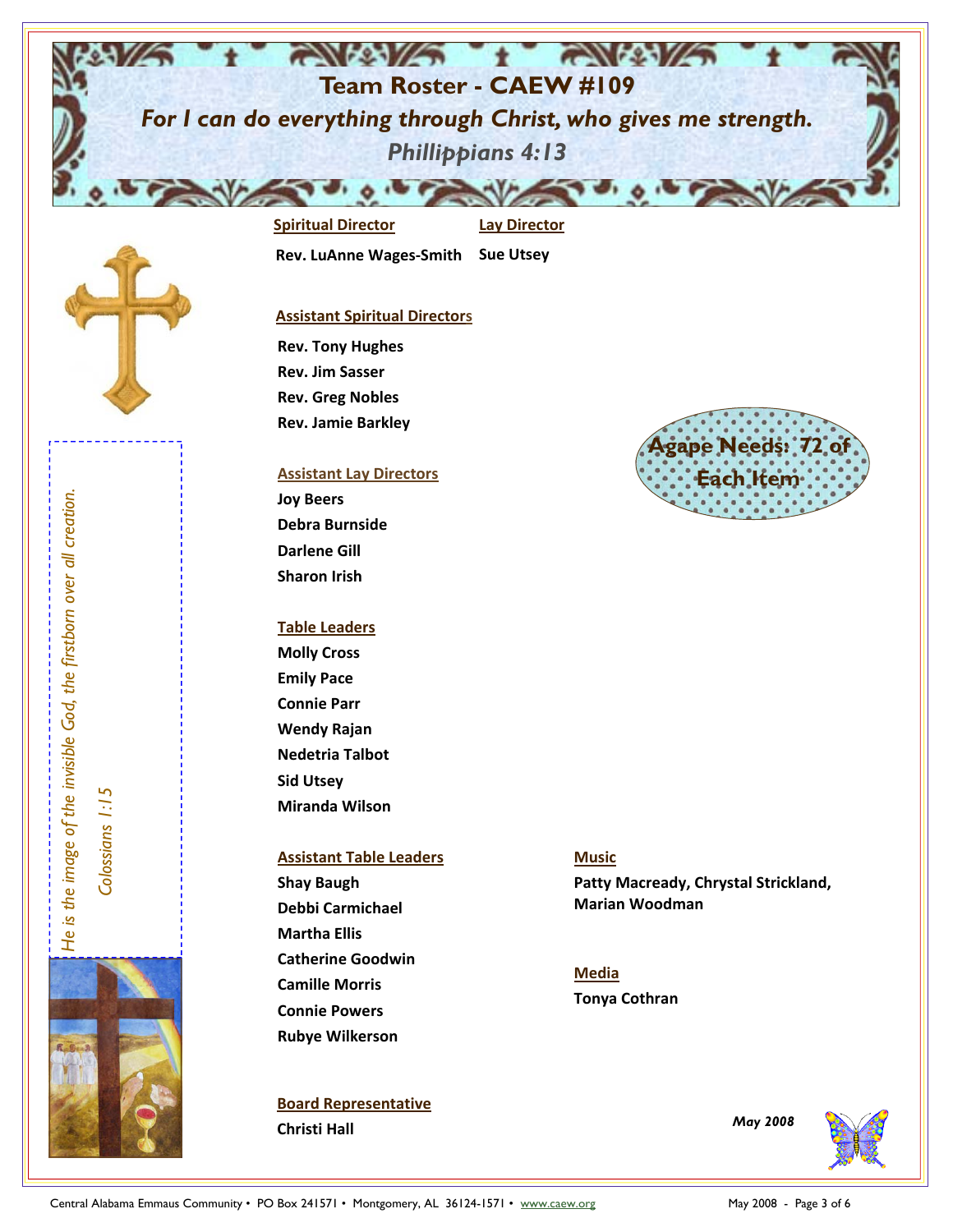# Team Roster - CAEW #109

*For I can do everything through Christ, who gives me strength.*

*Phillippians 4:13*

**Spiritual Director**

**Rev. LuAnne Wages-Smith**

**Lay Director**

**Sue Utsey**

**Assistant Spiritual Directors**

**Rev. Tony Hughes**
**Rev. Jim Sasser**
**Rev. Greg Nobles**
**Rev. Jamie Barkley**

**Agape Needs: 72 of Each Item**

**Assistant Lay Directors**

**Joy Beers**
**Debra Burnside**
**Darlene Gill**
**Sharon Irish**

**Table Leaders**

**Molly Cross**
**Emily Pace**
**Connie Parr**
**Wendy Rajan**
**Nedetria Talbot**
**Sid Utsey**
**Miranda Wilson**

**Assistant Table Leaders**

**Shay Baugh**
**Debbi Carmichael**
**Martha Ellis**
**Catherine Goodwin**
**Camille Morris**
**Connie Powers**
**Rubye Wilkerson**

**Music**

**Patty Macready, Chrystal Strickland, Marian Woodman**

**Media**

**Tonya Cothran**

**Board Representative**

**Christi Hall**

*He is the image of the invisible God, the firstborn over all creation.*

*Colossians 1:15*

*May 2008*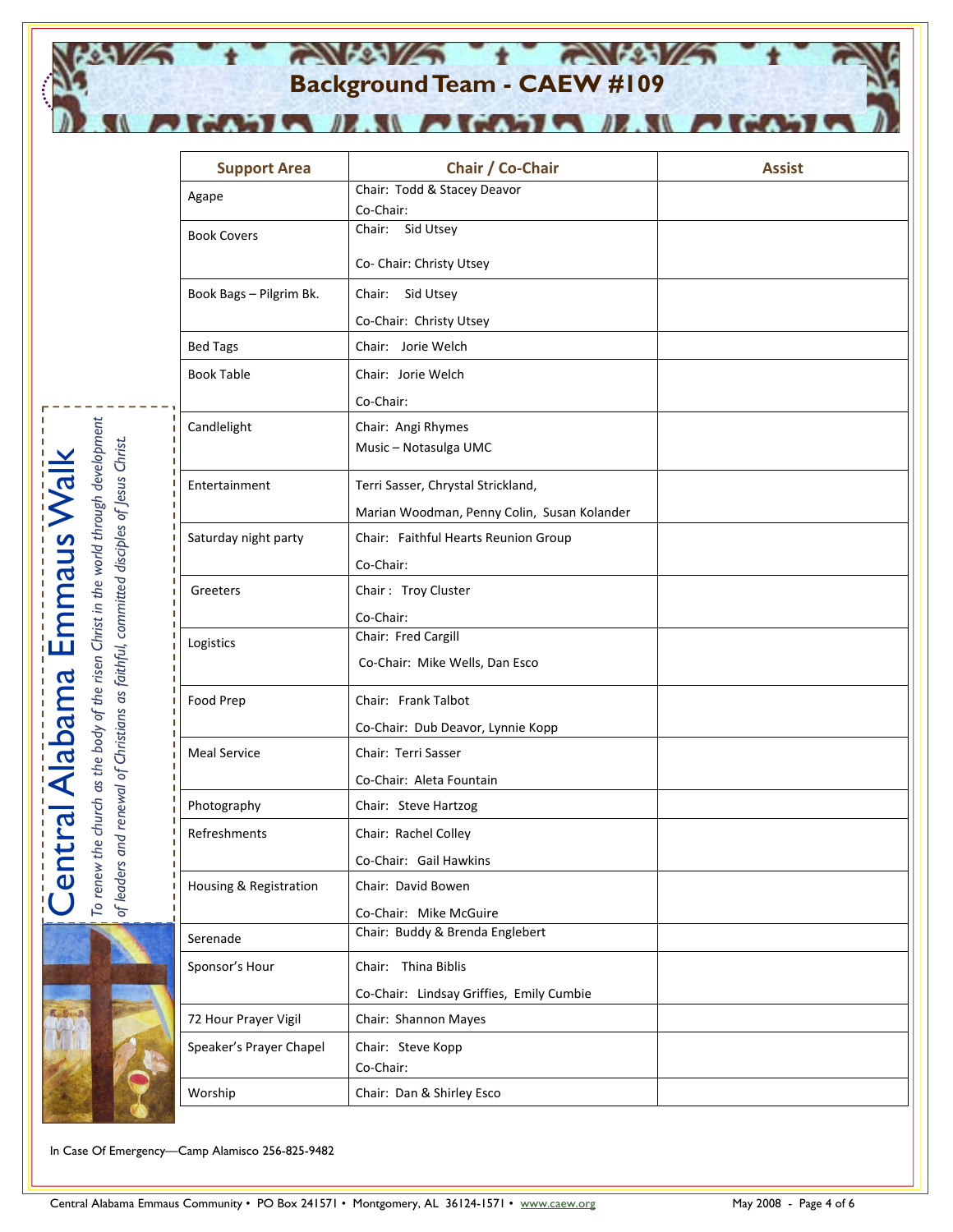# Background Team - CAEW #109

Central Alabama Emmaus Walk

*To renew the church as the body of the risen Christ in the world through development of leaders and renewal of Christians as faithful, committed disciples of Jesus Christ.*

| Support Area | Chair / Co-Chair | Assist |
|---|---|---|
| Agape | Chair: Todd & Stacey Deavor<br>Co-Chair: | |
| Book Covers | Chair: Sid Utsey<br>Co- Chair: Christy Utsey | |
| Book Bags – Pilgrim Bk. | Chair: Sid Utsey<br>Co-Chair: Christy Utsey | |
| Bed Tags | Chair: Jorie Welch | |
| Book Table | Chair: Jorie Welch<br>Co-Chair: | |
| Candlelight | Chair: Angi Rhymes<br>Music – Notasulga UMC | |
| Entertainment | Terri Sasser, Chrystal Strickland,<br>Marian Woodman, Penny Colin, Susan Kolander | |
| Saturday night party | Chair: Faithful Hearts Reunion Group<br>Co-Chair: | |
| Greeters | Chair : Troy Cluster<br>Co-Chair: | |
| Logistics | Chair: Fred Cargill<br>Co-Chair: Mike Wells, Dan Esco | |
| Food Prep | Chair: Frank Talbot<br>Co-Chair: Dub Deavor, Lynnie Kopp | |
| Meal Service | Chair: Terri Sasser<br>Co-Chair: Aleta Fountain | |
| Photography | Chair: Steve Hartzog | |
| Refreshments | Chair: Rachel Colley<br>Co-Chair: Gail Hawkins | |
| Housing & Registration | Chair: David Bowen<br>Co-Chair: Mike McGuire | |
| Serenade | Chair: Buddy & Brenda Englebert | |
| Sponsor's Hour | Chair: Thina Biblis<br>Co-Chair: Lindsay Griffies, Emily Cumbie | |
| 72 Hour Prayer Vigil | Chair: Shannon Mayes | |
| Speaker's Prayer Chapel | Chair: Steve Kopp<br>Co-Chair: | |
| Worship | Chair: Dan & Shirley Esco | |

In Case Of Emergency—Camp Alamisco 256-825-9482

Central Alabama Emmaus Community • PO Box 241571 • Montgomery, AL 36124-1571 • www.caew.org

May 2008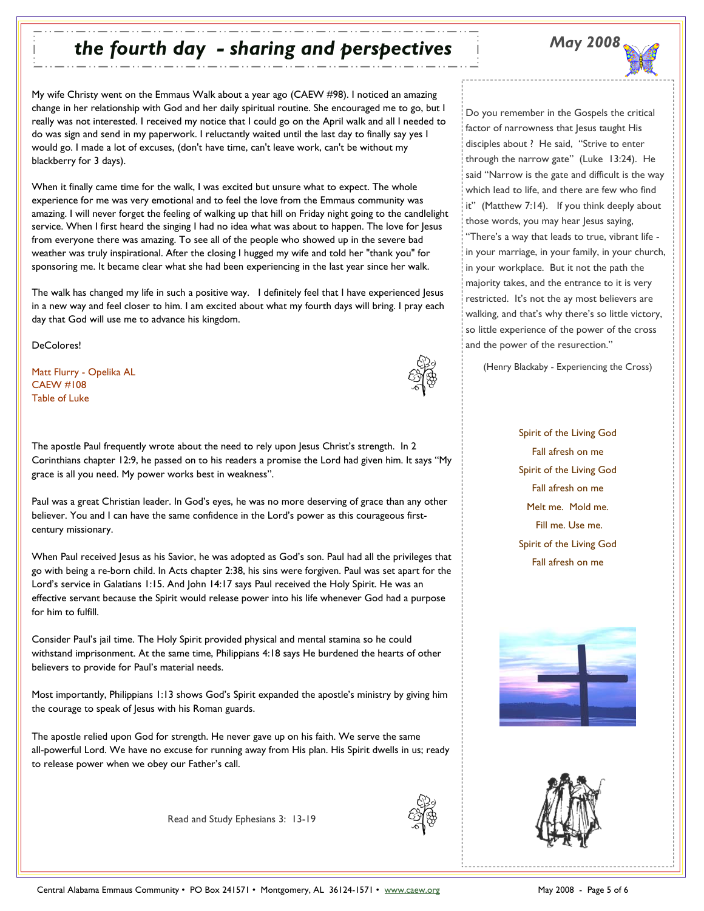# the fourth day - sharing and perspectives

May 2008

My wife Christy went on the Emmaus Walk about a year ago (CAEW #98). I noticed an amazing change in her relationship with God and her daily spiritual routine. She encouraged me to go, but I really was not interested. I received my notice that I could go on the April walk and all I needed to do was sign and send in my paperwork. I reluctantly waited until the last day to finally say yes I would go. I made a lot of excuses, (don't have time, can't leave work, can't be without my blackberry for 3 days).

When it finally came time for the walk, I was excited but unsure what to expect. The whole experience for me was very emotional and to feel the love from the Emmaus community was amazing. I will never forget the feeling of walking up that hill on Friday night going to the candlelight service. When I first heard the singing I had no idea what was about to happen. The love for Jesus from everyone there was amazing. To see all of the people who showed up in the severe bad weather was truly inspirational. After the closing I hugged my wife and told her "thank you" for sponsoring me. It became clear what she had been experiencing in the last year since her walk.

The walk has changed my life in such a positive way. I definitely feel that I have experienced Jesus in a new way and feel closer to him. I am excited about what my fourth days will bring. I pray each day that God will use me to advance his kingdom.

DeColores!

Matt Flurry - Opelika AL
CAEW #108
Table of Luke

The apostle Paul frequently wrote about the need to rely upon Jesus Christ's strength. In 2 Corinthians chapter 12:9, he passed on to his readers a promise the Lord had given him. It says "My grace is all you need. My power works best in weakness".

Paul was a great Christian leader. In God's eyes, he was no more deserving of grace than any other believer. You and I can have the same confidence in the Lord's power as this courageous first-century missionary.

When Paul received Jesus as his Savior, he was adopted as God's son. Paul had all the privileges that go with being a re-born child. In Acts chapter 2:38, his sins were forgiven. Paul was set apart for the Lord's service in Galatians 1:15. And John 14:17 says Paul received the Holy Spirit. He was an effective servant because the Spirit would release power into his life whenever God had a purpose for him to fulfill.

Consider Paul's jail time. The Holy Spirit provided physical and mental stamina so he could withstand imprisonment. At the same time, Philippians 4:18 says He burdened the hearts of other believers to provide for Paul's material needs.

Most importantly, Philippians 1:13 shows God's Spirit expanded the apostle's ministry by giving him the courage to speak of Jesus with his Roman guards.

The apostle relied upon God for strength. He never gave up on his faith. We serve the same all-powerful Lord. We have no excuse for running away from His plan. His Spirit dwells in us; ready to release power when we obey our Father's call.

Read and Study Ephesians 3: 13-19

---

Do you remember in the Gospels the critical factor of narrowness that Jesus taught His disciples about ? He said, "Strive to enter through the narrow gate" (Luke 13:24). He said "Narrow is the gate and difficult is the way which lead to life, and there are few who find it" (Matthew 7:14). If you think deeply about those words, you may hear Jesus saying, "There's a way that leads to true, vibrant life - in your marriage, in your family, in your church, in your workplace. But it not the path the majority takes, and the entrance to it is very restricted. It's not the ay most believers are walking, and that's why there's so little victory, so little experience of the power of the cross and the power of the resurection."

(Henry Blackaby - Experiencing the Cross)

Spirit of the Living God
Fall afresh on me
Spirit of the Living God
Fall afresh on me
Melt me. Mold me.
Fill me. Use me.
Spirit of the Living God
Fall afresh on me

Central Alabama Emmaus Community • PO Box 241571 • Montgomery, AL 36124-1571 • www.caew.org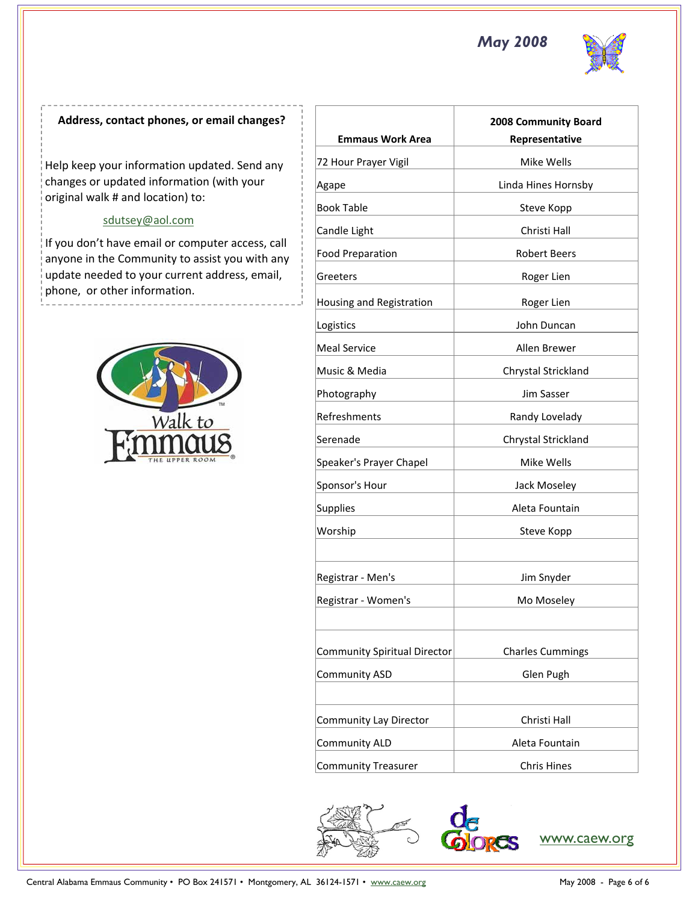May 2008

**Address, contact phones, or email changes?**

Help keep your information updated. Send any changes or updated information (with your original walk # and location) to:

sdutsey@aol.com

If you don't have email or computer access, call anyone in the Community to assist you with any update needed to your current address, email, phone, or other information.

| Emmaus Work Area | 2008 Community Board Representative |
|---|---|
| 72 Hour Prayer Vigil | Mike Wells |
| Agape | Linda Hines Hornsby |
| Book Table | Steve Kopp |
| Candle Light | Christi Hall |
| Food Preparation | Robert Beers |
| Greeters | Roger Lien |
| Housing and Registration | Roger Lien |
| Logistics | John Duncan |
| Meal Service | Allen Brewer |
| Music & Media | Chrystal Strickland |
| Photography | Jim Sasser |
| Refreshments | Randy Lovelady |
| Serenade | Chrystal Strickland |
| Speaker's Prayer Chapel | Mike Wells |
| Sponsor's Hour | Jack Moseley |
| Supplies | Aleta Fountain |
| Worship | Steve Kopp |
| | |
| Registrar - Men's | Jim Snyder |
| Registrar - Women's | Mo Moseley |
| | |
| Community Spiritual Director | Charles Cummings |
| Community ASD | Glen Pugh |
| | |
| Community Lay Director | Christi Hall |
| Community ALD | Aleta Fountain |
| Community Treasurer | Chris Hines |

www.caew.org